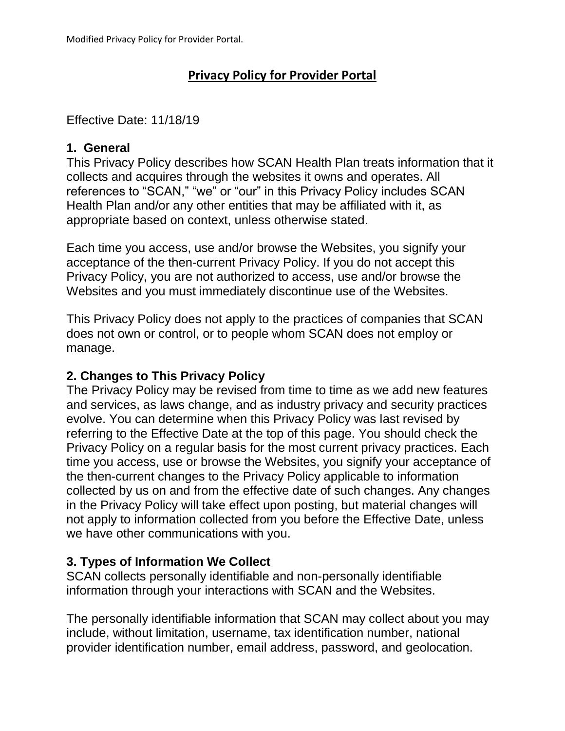Modified Privacy Policy for Provider Portal.

# Privacy Policy for Provider Portal

Effective Date: 11/18/19

## 1. General

This Privacy Policy describes how SCAN Health Plan treats information that it collects and acquires through the websites it owns and operates. All references to "SCAN," "we" or "our" in this Privacy Policy includes SCAN Health Plan and/or any other entities that may be affiliated with it, as appropriate based on context, unless otherwise stated.

Each time you access, use and/or browse the Websites, you signify your acceptance of the then-current Privacy Policy. If you do not accept this Privacy Policy, you are not authorized to access, use and/or browse the Websites and you must immediately discontinue use of the Websites.

This Privacy Policy does not apply to the practices of companies that SCAN does not own or control, or to people whom SCAN does not employ or manage.

## 2. Changes to This Privacy Policy

The Privacy Policy may be revised from time to time as we add new features and services, as laws change, and as industry privacy and security practices evolve. You can determine when this Privacy Policy was last revised by referring to the Effective Date at the top of this page. You should check the Privacy Policy on a regular basis for the most current privacy practices. Each time you access, use or browse the Websites, you signify your acceptance of the then-current changes to the Privacy Policy applicable to information collected by us on and from the effective date of such changes. Any changes in the Privacy Policy will take effect upon posting, but material changes will not apply to information collected from you before the Effective Date, unless we have other communications with you.

## 3. Types of Information We Collect

SCAN collects personally identifiable and non-personally identifiable information through your interactions with SCAN and the Websites.

The personally identifiable information that SCAN may collect about you may include, without limitation, username, tax identification number, national provider identification number, email address, password, and geolocation.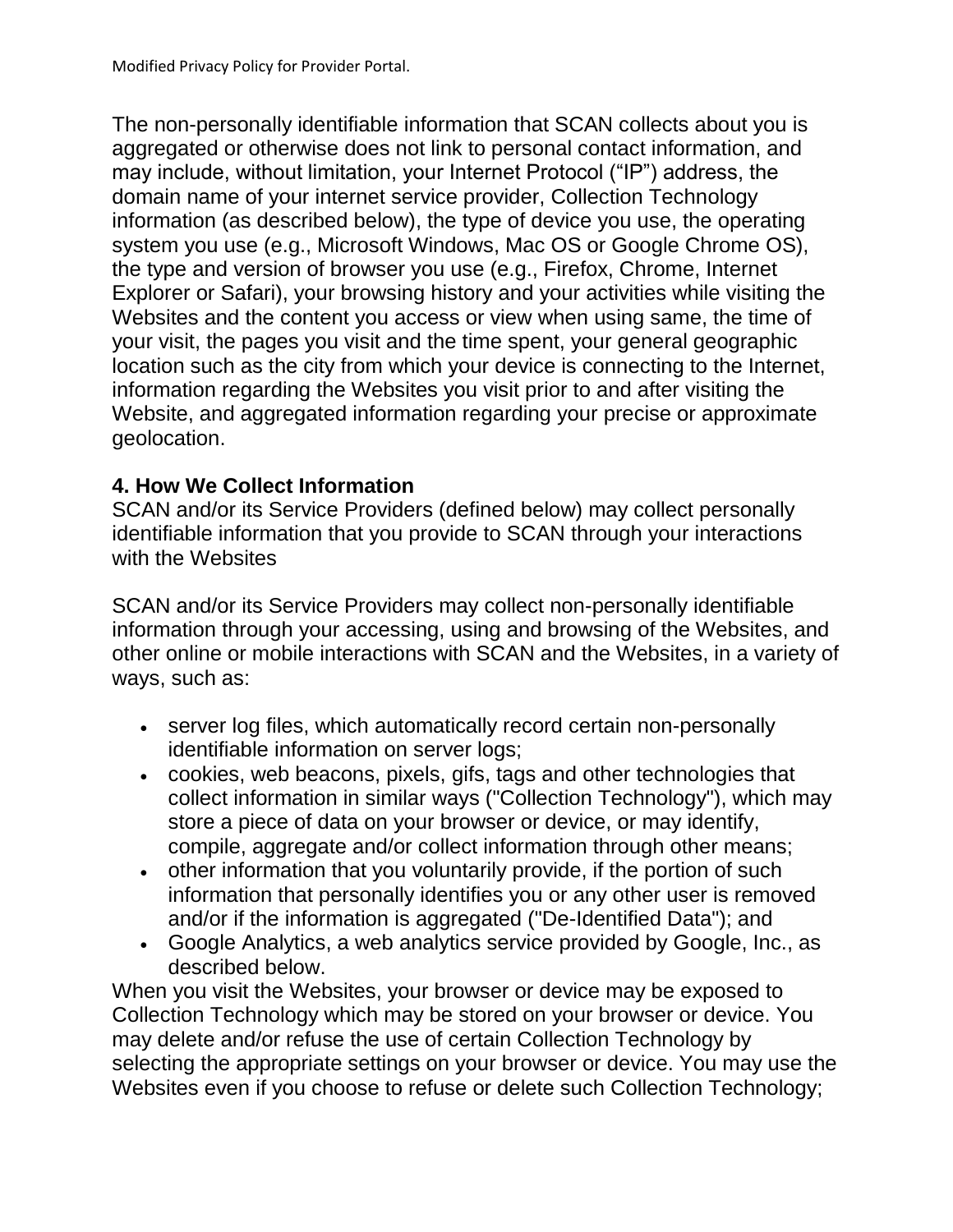The non-personally identifiable information that SCAN collects about you is aggregated or otherwise does not link to personal contact information, and may include, without limitation, your Internet Protocol ("IP") address, the domain name of your internet service provider, Collection Technology information (as described below), the type of device you use, the operating system you use (e.g., Microsoft Windows, Mac OS or Google Chrome OS), the type and version of browser you use (e.g., Firefox, Chrome, Internet Explorer or Safari), your browsing history and your activities while visiting the Websites and the content you access or view when using same, the time of your visit, the pages you visit and the time spent, your general geographic location such as the city from which your device is connecting to the Internet, information regarding the Websites you visit prior to and after visiting the Website, and aggregated information regarding your precise or approximate geolocation.

**4. How We Collect Information**

SCAN and/or its Service Providers (defined below) may collect personally identifiable information that you provide to SCAN through your interactions with the Websites

SCAN and/or its Service Providers may collect non-personally identifiable information through your accessing, using and browsing of the Websites, and other online or mobile interactions with SCAN and the Websites, in a variety of ways, such as:

- server log files, which automatically record certain non-personally identifiable information on server logs;
- cookies, web beacons, pixels, gifs, tags and other technologies that collect information in similar ways ("Collection Technology"), which may store a piece of data on your browser or device, or may identify, compile, aggregate and/or collect information through other means;
- other information that you voluntarily provide, if the portion of such information that personally identifies you or any other user is removed and/or if the information is aggregated ("De-Identified Data"); and
- Google Analytics, a web analytics service provided by Google, Inc., as described below.

When you visit the Websites, your browser or device may be exposed to Collection Technology which may be stored on your browser or device. You may delete and/or refuse the use of certain Collection Technology by selecting the appropriate settings on your browser or device. You may use the Websites even if you choose to refuse or delete such Collection Technology;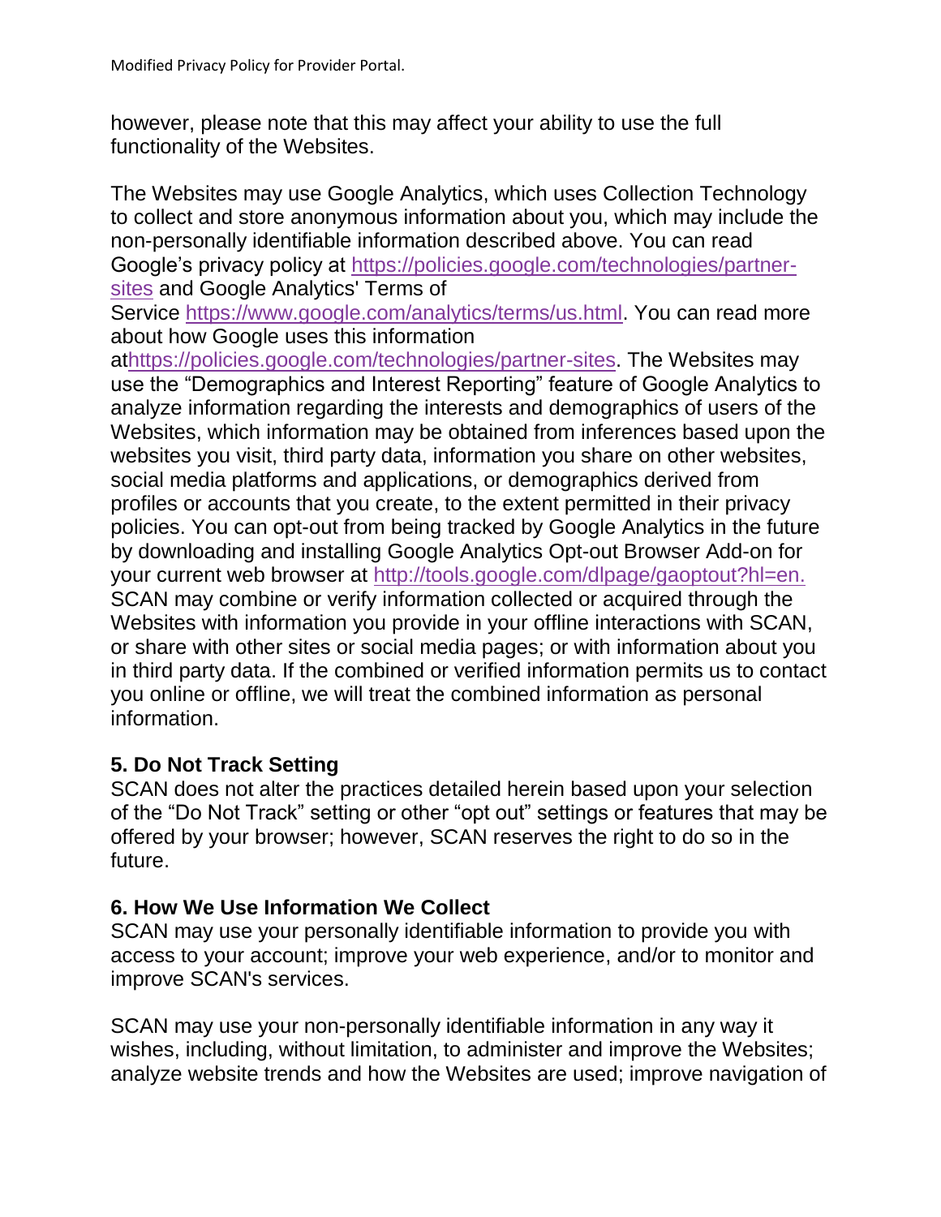however, please note that this may affect your ability to use the full functionality of the Websites.

The Websites may use Google Analytics, which uses Collection Technology to collect and store anonymous information about you, which may include the non-personally identifiable information described above. You can read Google's privacy policy at [https://policies.google.com/technologies/partner-sites](https://policies.google.com/technologies/partner-sites) and Google Analytics' Terms of Service [https://www.google.com/analytics/terms/us.html](https://www.google.com/analytics/terms/us.html). You can read more about how Google uses this information at[https://policies.google.com/technologies/partner-sites](https://policies.google.com/technologies/partner-sites). The Websites may use the "Demographics and Interest Reporting" feature of Google Analytics to analyze information regarding the interests and demographics of users of the Websites, which information may be obtained from inferences based upon the websites you visit, third party data, information you share on other websites, social media platforms and applications, or demographics derived from profiles or accounts that you create, to the extent permitted in their privacy policies. You can opt-out from being tracked by Google Analytics in the future by downloading and installing Google Analytics Opt-out Browser Add-on for your current web browser at [http://tools.google.com/dlpage/gaoptout?hl=en.](http://tools.google.com/dlpage/gaoptout?hl=en.) SCAN may combine or verify information collected or acquired through the Websites with information you provide in your offline interactions with SCAN, or share with other sites or social media pages; or with information about you in third party data. If the combined or verified information permits us to contact you online or offline, we will treat the combined information as personal information.

## 5. Do Not Track Setting

SCAN does not alter the practices detailed herein based upon your selection of the "Do Not Track" setting or other "opt out" settings or features that may be offered by your browser; however, SCAN reserves the right to do so in the future.

## 6. How We Use Information We Collect

SCAN may use your personally identifiable information to provide you with access to your account; improve your web experience, and/or to monitor and improve SCAN's services.

SCAN may use your non-personally identifiable information in any way it wishes, including, without limitation, to administer and improve the Websites; analyze website trends and how the Websites are used; improve navigation of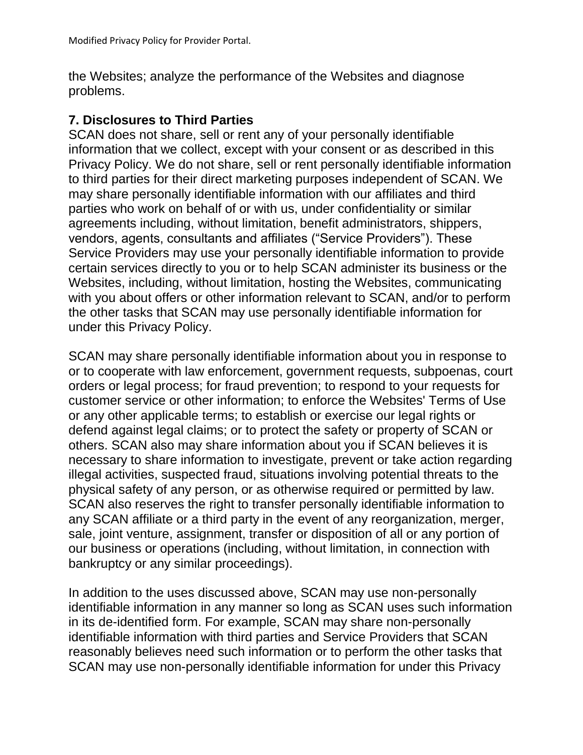the Websites; analyze the performance of the Websites and diagnose problems.

### 7. Disclosures to Third Parties

SCAN does not share, sell or rent any of your personally identifiable information that we collect, except with your consent or as described in this Privacy Policy. We do not share, sell or rent personally identifiable information to third parties for their direct marketing purposes independent of SCAN. We may share personally identifiable information with our affiliates and third parties who work on behalf of or with us, under confidentiality or similar agreements including, without limitation, benefit administrators, shippers, vendors, agents, consultants and affiliates ("Service Providers"). These Service Providers may use your personally identifiable information to provide certain services directly to you or to help SCAN administer its business or the Websites, including, without limitation, hosting the Websites, communicating with you about offers or other information relevant to SCAN, and/or to perform the other tasks that SCAN may use personally identifiable information for under this Privacy Policy.

SCAN may share personally identifiable information about you in response to or to cooperate with law enforcement, government requests, subpoenas, court orders or legal process; for fraud prevention; to respond to your requests for customer service or other information; to enforce the Websites' Terms of Use or any other applicable terms; to establish or exercise our legal rights or defend against legal claims; or to protect the safety or property of SCAN or others. SCAN also may share information about you if SCAN believes it is necessary to share information to investigate, prevent or take action regarding illegal activities, suspected fraud, situations involving potential threats to the physical safety of any person, or as otherwise required or permitted by law. SCAN also reserves the right to transfer personally identifiable information to any SCAN affiliate or a third party in the event of any reorganization, merger, sale, joint venture, assignment, transfer or disposition of all or any portion of our business or operations (including, without limitation, in connection with bankruptcy or any similar proceedings).

In addition to the uses discussed above, SCAN may use non-personally identifiable information in any manner so long as SCAN uses such information in its de-identified form. For example, SCAN may share non-personally identifiable information with third parties and Service Providers that SCAN reasonably believes need such information or to perform the other tasks that SCAN may use non-personally identifiable information for under this Privacy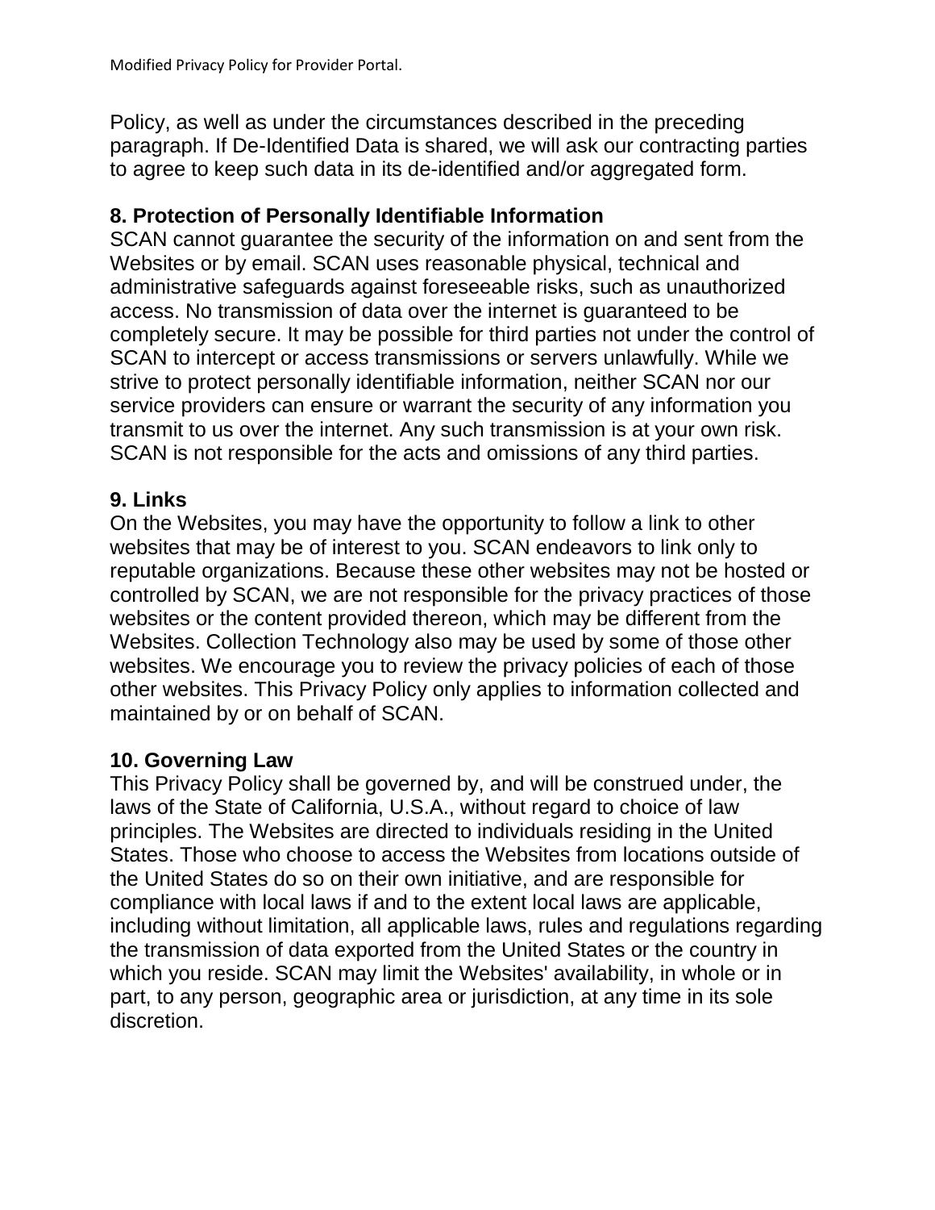Policy, as well as under the circumstances described in the preceding paragraph. If De-Identified Data is shared, we will ask our contracting parties to agree to keep such data in its de-identified and/or aggregated form.

## 8. Protection of Personally Identifiable Information

SCAN cannot guarantee the security of the information on and sent from the Websites or by email. SCAN uses reasonable physical, technical and administrative safeguards against foreseeable risks, such as unauthorized access. No transmission of data over the internet is guaranteed to be completely secure. It may be possible for third parties not under the control of SCAN to intercept or access transmissions or servers unlawfully. While we strive to protect personally identifiable information, neither SCAN nor our service providers can ensure or warrant the security of any information you transmit to us over the internet. Any such transmission is at your own risk. SCAN is not responsible for the acts and omissions of any third parties.

## 9. Links

On the Websites, you may have the opportunity to follow a link to other websites that may be of interest to you. SCAN endeavors to link only to reputable organizations. Because these other websites may not be hosted or controlled by SCAN, we are not responsible for the privacy practices of those websites or the content provided thereon, which may be different from the Websites. Collection Technology also may be used by some of those other websites. We encourage you to review the privacy policies of each of those other websites. This Privacy Policy only applies to information collected and maintained by or on behalf of SCAN.

## 10. Governing Law

This Privacy Policy shall be governed by, and will be construed under, the laws of the State of California, U.S.A., without regard to choice of law principles. The Websites are directed to individuals residing in the United States. Those who choose to access the Websites from locations outside of the United States do so on their own initiative, and are responsible for compliance with local laws if and to the extent local laws are applicable, including without limitation, all applicable laws, rules and regulations regarding the transmission of data exported from the United States or the country in which you reside. SCAN may limit the Websites' availability, in whole or in part, to any person, geographic area or jurisdiction, at any time in its sole discretion.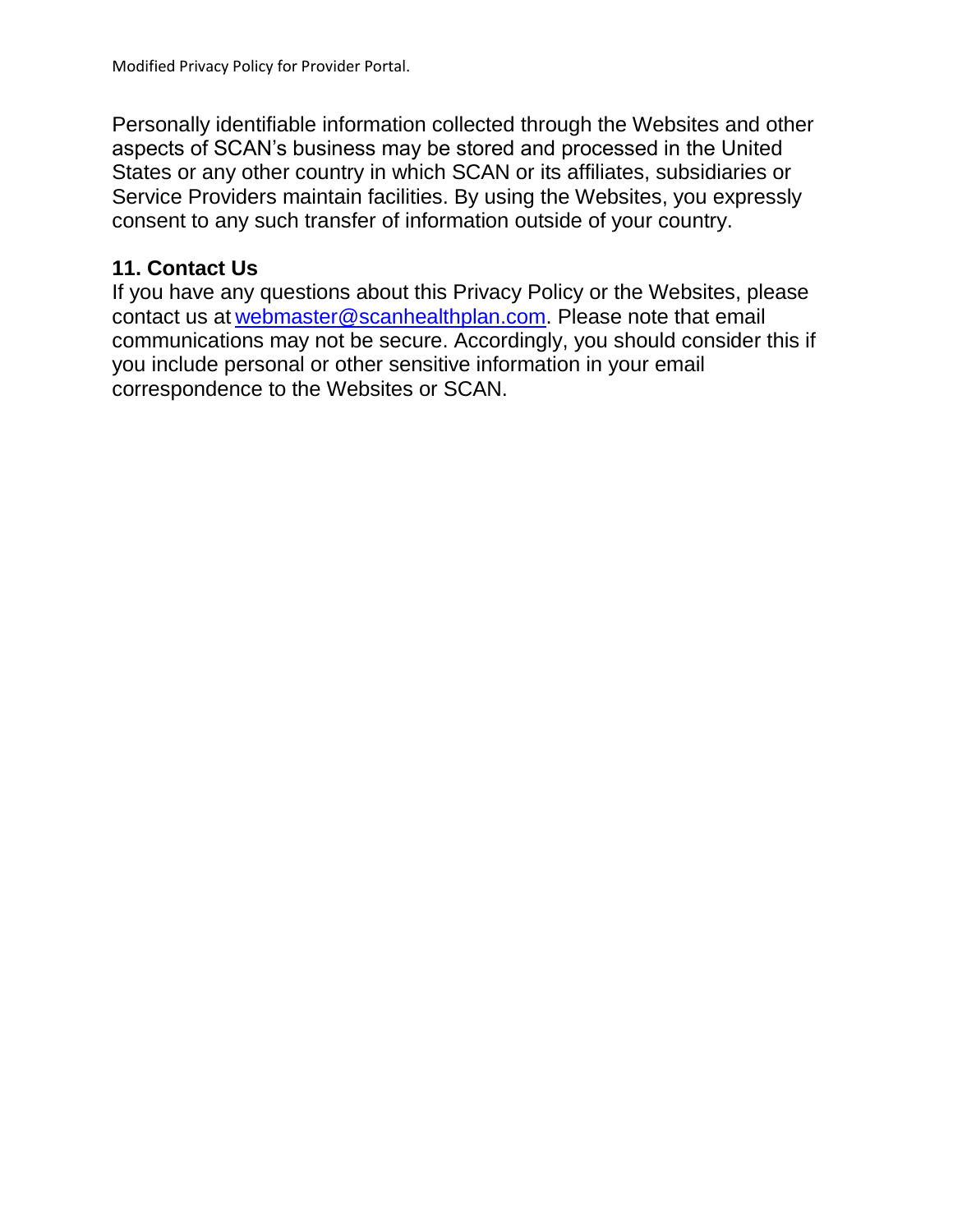Personally identifiable information collected through the Websites and other aspects of SCAN's business may be stored and processed in the United States or any other country in which SCAN or its affiliates, subsidiaries or Service Providers maintain facilities. By using the Websites, you expressly consent to any such transfer of information outside of your country.

## 11. Contact Us

If you have any questions about this Privacy Policy or the Websites, please contact us at webmaster@scanhealthplan.com. Please note that email communications may not be secure. Accordingly, you should consider this if you include personal or other sensitive information in your email correspondence to the Websites or SCAN.